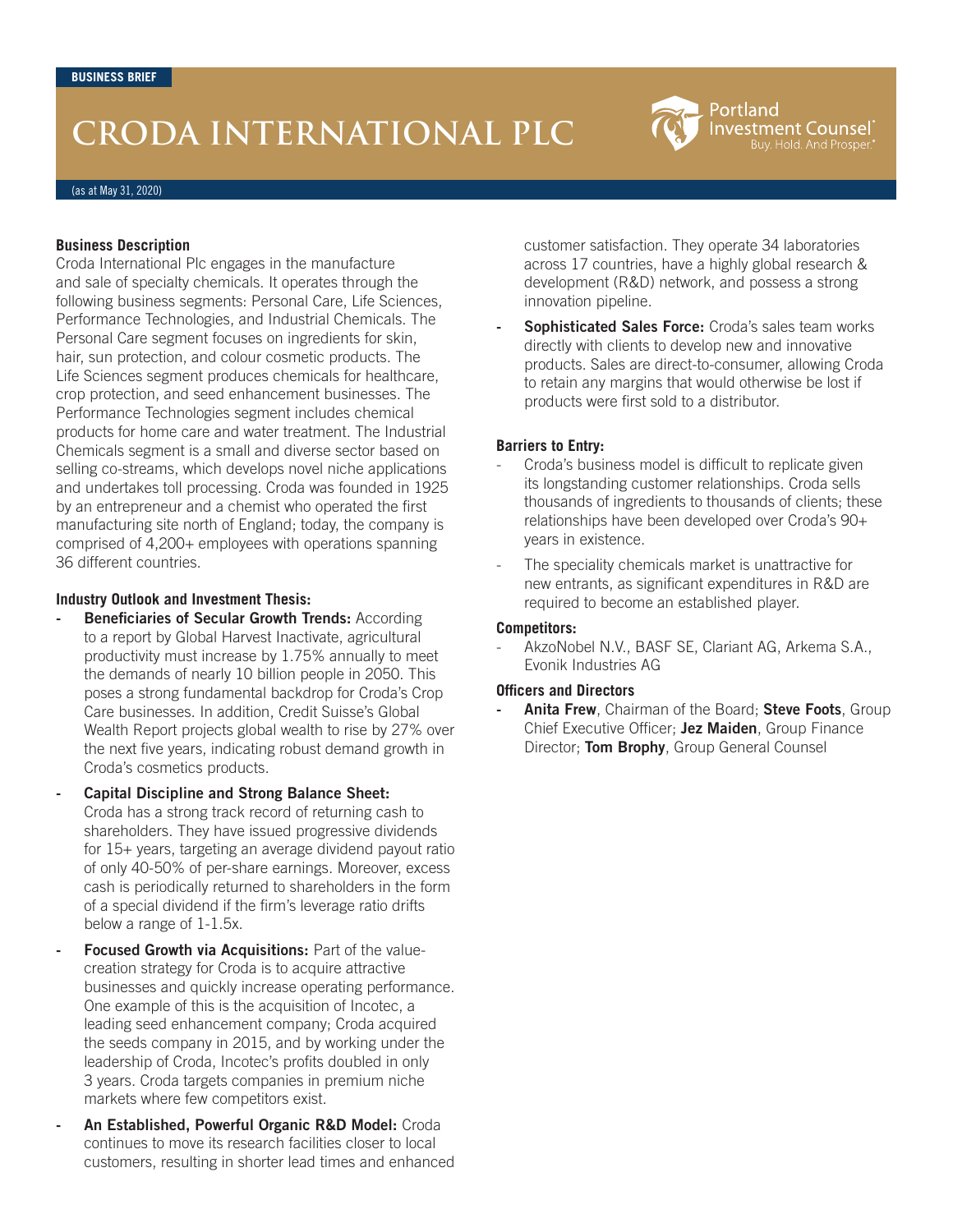BUSINESS BRIEF

# CRODA INTERNATIONAL PLC

(as at May 31, 2020)

### Business Description

Croda International Plc engages in the manufacture and sale of specialty chemicals. It operates through the following business segments: Personal Care, Life Sciences, Performance Technologies, and Industrial Chemicals. The Personal Care segment focuses on ingredients for skin, hair, sun protection, and colour cosmetic products. The Life Sciences segment produces chemicals for healthcare, crop protection, and seed enhancement businesses. The Performance Technologies segment includes chemical products for home care and water treatment. The Industrial Chemicals segment is a small and diverse sector based on selling co-streams, which develops novel niche applications and undertakes toll processing. Croda was founded in 1925 by an entrepreneur and a chemist who operated the first manufacturing site north of England; today, the company is comprised of 4,200+ employees with operations spanning 36 different countries.

### Industry Outlook and Investment Thesis:

- **Beneficiaries of Secular Growth Trends:** According to a report by Global Harvest Inactivate, agricultural productivity must increase by 1.75% annually to meet the demands of nearly 10 billion people in 2050. This poses a strong fundamental backdrop for Croda's Crop Care businesses. In addition, Credit Suisse's Global Wealth Report projects global wealth to rise by 27% over the next five years, indicating robust demand growth in Croda's cosmetics products.
- **Capital Discipline and Strong Balance Sheet:** Croda has a strong track record of returning cash to shareholders. They have issued progressive dividends for 15+ years, targeting an average dividend payout ratio of only 40-50% of per-share earnings. Moreover, excess cash is periodically returned to shareholders in the form of a special dividend if the firm's leverage ratio drifts below a range of 1-1.5x.
- **Focused Growth via Acquisitions:** Part of the value-creation strategy for Croda is to acquire attractive businesses and quickly increase operating performance. One example of this is the acquisition of Incotec, a leading seed enhancement company; Croda acquired the seeds company in 2015, and by working under the leadership of Croda, Incotec's profits doubled in only 3 years. Croda targets companies in premium niche markets where few competitors exist.
- **An Established, Powerful Organic R&D Model:** Croda continues to move its research facilities closer to local customers, resulting in shorter lead times and enhanced customer satisfaction. They operate 34 laboratories across 17 countries, have a highly global research & development (R&D) network, and possess a strong innovation pipeline.
- **Sophisticated Sales Force:** Croda's sales team works directly with clients to develop new and innovative products. Sales are direct-to-consumer, allowing Croda to retain any margins that would otherwise be lost if products were first sold to a distributor.

### Barriers to Entry:

- Croda's business model is difficult to replicate given its longstanding customer relationships. Croda sells thousands of ingredients to thousands of clients; these relationships have been developed over Croda's 90+ years in existence.
- The speciality chemicals market is unattractive for new entrants, as significant expenditures in R&D are required to become an established player.

### Competitors:

- AkzoNobel N.V., BASF SE, Clariant AG, Arkema S.A., Evonik Industries AG

### Officers and Directors

- **Anita Frew**, Chairman of the Board; **Steve Foots**, Group Chief Executive Officer; **Jez Maiden**, Group Finance Director; **Tom Brophy**, Group General Counsel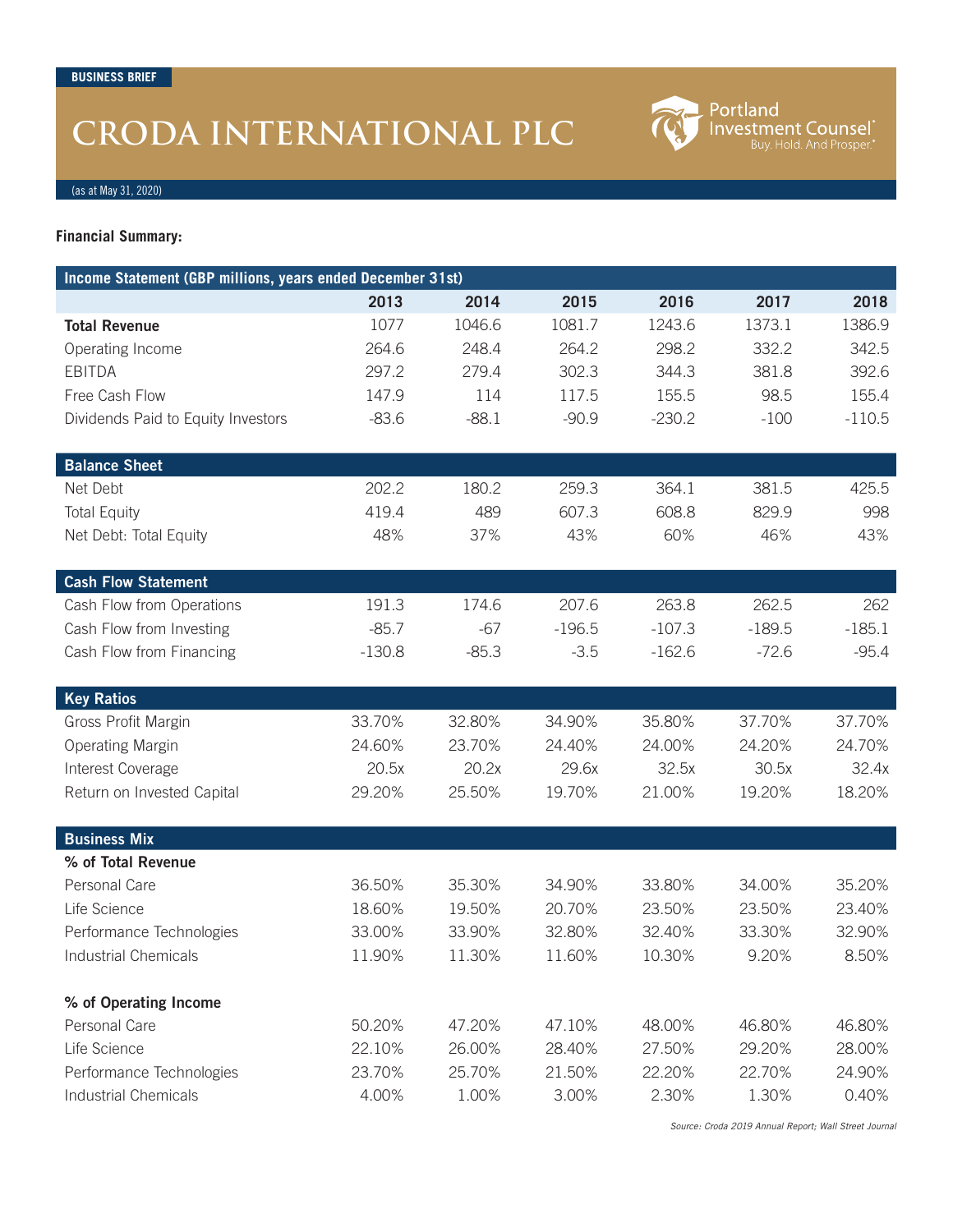BUSINESS BRIEF

# CRODA INTERNATIONAL PLC

Portland Investment Counsel® Buy. Hold. And Prosper.®

(as at May 31, 2020)

**Financial Summary:**

| Income Statement (GBP millions, years ended December 31st) | 2013 | 2014 | 2015 | 2016 | 2017 | 2018 |
|---|---|---|---|---|---|---|
| **Total Revenue** | 1077 | 1046.6 | 1081.7 | 1243.6 | 1373.1 | 1386.9 |
| Operating Income | 264.6 | 248.4 | 264.2 | 298.2 | 332.2 | 342.5 |
| EBITDA | 297.2 | 279.4 | 302.3 | 344.3 | 381.8 | 392.6 |
| Free Cash Flow | 147.9 | 114 | 117.5 | 155.5 | 98.5 | 155.4 |
| Dividends Paid to Equity Investors | -83.6 | -88.1 | -90.9 | -230.2 | -100 | -110.5 |
| **Balance Sheet** | | | | | | |
| Net Debt | 202.2 | 180.2 | 259.3 | 364.1 | 381.5 | 425.5 |
| Total Equity | 419.4 | 489 | 607.3 | 608.8 | 829.9 | 998 |
| Net Debt: Total Equity | 48% | 37% | 43% | 60% | 46% | 43% |
| **Cash Flow Statement** | | | | | | |
| Cash Flow from Operations | 191.3 | 174.6 | 207.6 | 263.8 | 262.5 | 262 |
| Cash Flow from Investing | -85.7 | -67 | -196.5 | -107.3 | -189.5 | -185.1 |
| Cash Flow from Financing | -130.8 | -85.3 | -3.5 | -162.6 | -72.6 | -95.4 |
| **Key Ratios** | | | | | | |
| Gross Profit Margin | 33.70% | 32.80% | 34.90% | 35.80% | 37.70% | 37.70% |
| Operating Margin | 24.60% | 23.70% | 24.40% | 24.00% | 24.20% | 24.70% |
| Interest Coverage | 20.5x | 20.2x | 29.6x | 32.5x | 30.5x | 32.4x |
| Return on Invested Capital | 29.20% | 25.50% | 19.70% | 21.00% | 19.20% | 18.20% |
| **Business Mix** | | | | | | |
| **% of Total Revenue** | | | | | | |
| Personal Care | 36.50% | 35.30% | 34.90% | 33.80% | 34.00% | 35.20% |
| Life Science | 18.60% | 19.50% | 20.70% | 23.50% | 23.50% | 23.40% |
| Performance Technologies | 33.00% | 33.90% | 32.80% | 32.40% | 33.30% | 32.90% |
| Industrial Chemicals | 11.90% | 11.30% | 11.60% | 10.30% | 9.20% | 8.50% |
| **% of Operating Income** | | | | | | |
| Personal Care | 50.20% | 47.20% | 47.10% | 48.00% | 46.80% | 46.80% |
| Life Science | 22.10% | 26.00% | 28.40% | 27.50% | 29.20% | 28.00% |
| Performance Technologies | 23.70% | 25.70% | 21.50% | 22.20% | 22.70% | 24.90% |
| Industrial Chemicals | 4.00% | 1.00% | 3.00% | 2.30% | 1.30% | 0.40% |

*Source: Croda 2019 Annual Report; Wall Street Journal*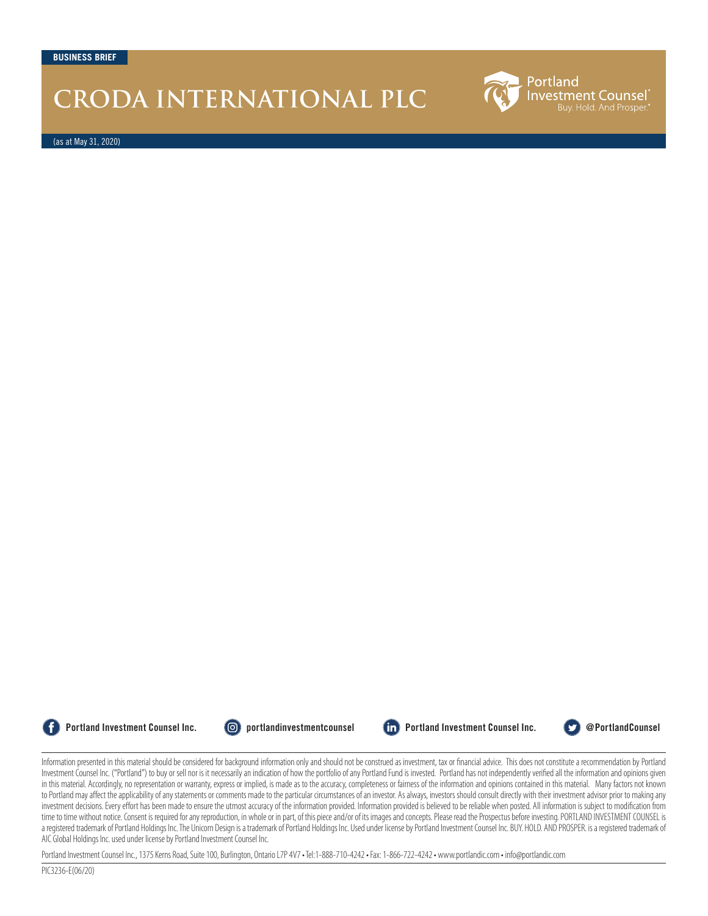BUSINESS BRIEF

# CRODA INTERNATIONAL PLC

Portland Investment Counsel®
Buy. Hold. And Prosper.®

(as at May 31, 2020)

**Portland Investment Counsel Inc.** **portlandinvestmentcounsel** **Portland Investment Counsel Inc.** **@PortlandCounsel**

Information presented in this material should be considered for background information only and should not be construed as investment, tax or financial advice. This does not constitute a recommendation by Portland Investment Counsel Inc. ("Portland") to buy or sell nor is it necessarily an indication of how the portfolio of any Portland Fund is invested. Portland has not independently verified all the information and opinions given in this material. Accordingly, no representation or warranty, express or implied, is made as to the accuracy, completeness or fairness of the information and opinions contained in this material. Many factors not known to Portland may affect the applicability of any statements or comments made to the particular circumstances of an investor. As always, investors should consult directly with their investment advisor prior to making any investment decisions. Every effort has been made to ensure the utmost accuracy of the information provided. Information provided is believed to be reliable when posted. All information is subject to modification from time to time without notice. Consent is required for any reproduction, in whole or in part, of this piece and/or of its images and concepts. Please read the Prospectus before investing. PORTLAND INVESTMENT COUNSEL is a registered trademark of Portland Holdings Inc. The Unicorn Design is a trademark of Portland Holdings Inc. Used under license by Portland Investment Counsel Inc. BUY. HOLD. AND PROSPER. is a registered trademark of AIC Global Holdings Inc. used under license by Portland Investment Counsel Inc.

Portland Investment Counsel Inc., 1375 Kerns Road, Suite 100, Burlington, Ontario L7P 4V7 • Tel:1-888-710-4242 • Fax: 1-866-722-4242 • www.portlandic.com • info@portlandic.com

PIC3236-E(06/20)